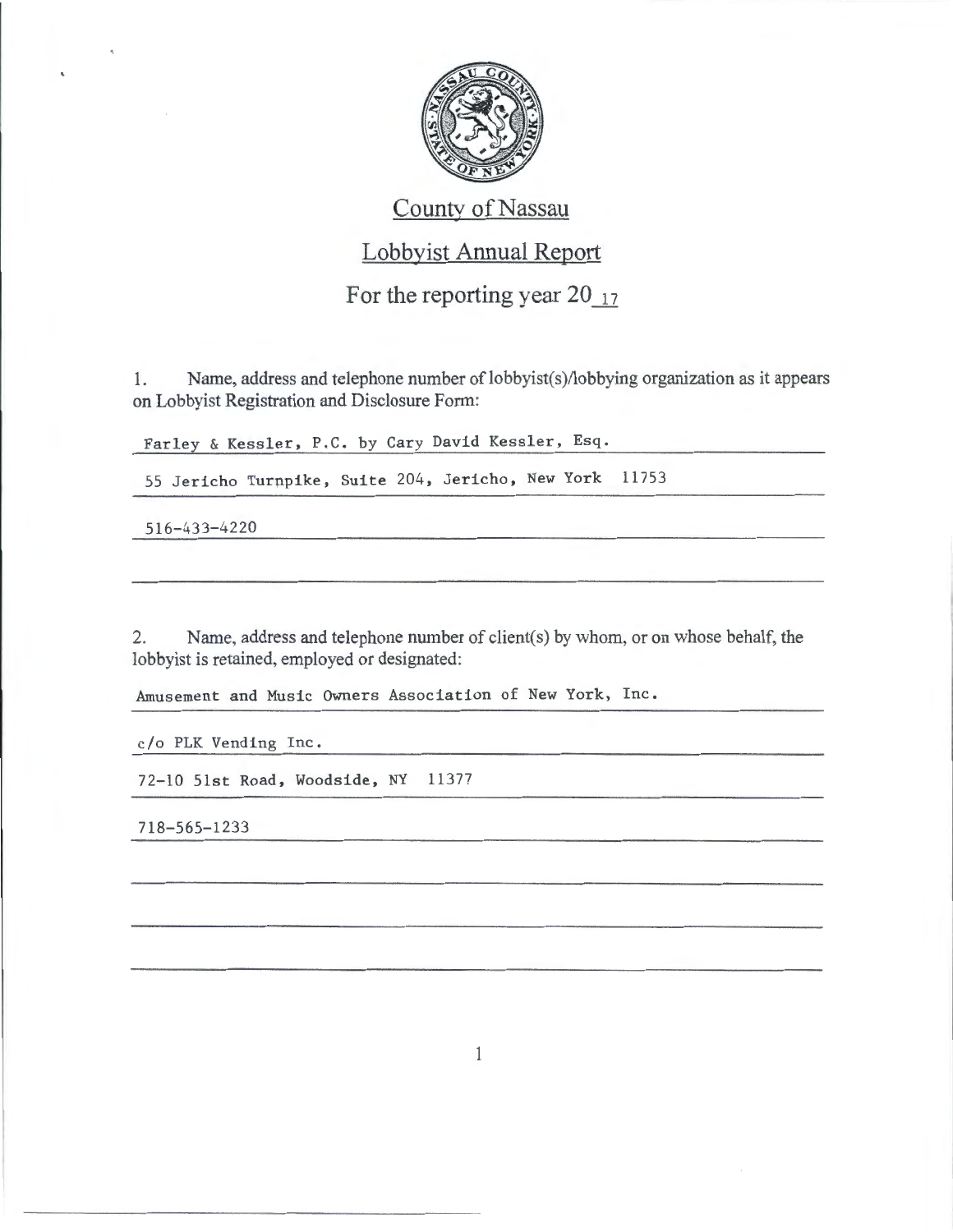# County of Nassau

## Lobbyist Annual Report

## For the reporting year 20_17

1. Name, address and telephone number of lobbyist(s)/lobbying organization as it appears on Lobbyist Registration and Disclosure Form:

Farley & Kessler, P.C. by Cary David Kessler, Esq.

55 Jericho Turnpike, Suite 204, Jericho, New York 11753

516-433-4220

2. Name, address and telephone number of client(s) by whom, or on whose behalf, the lobbyist is retained, employed or designated:

Amusement and Music Owners Association of New York, Inc.

c/o PLK Vending Inc.

72-10 51st Road, Woodside, NY 11377

718-565-1233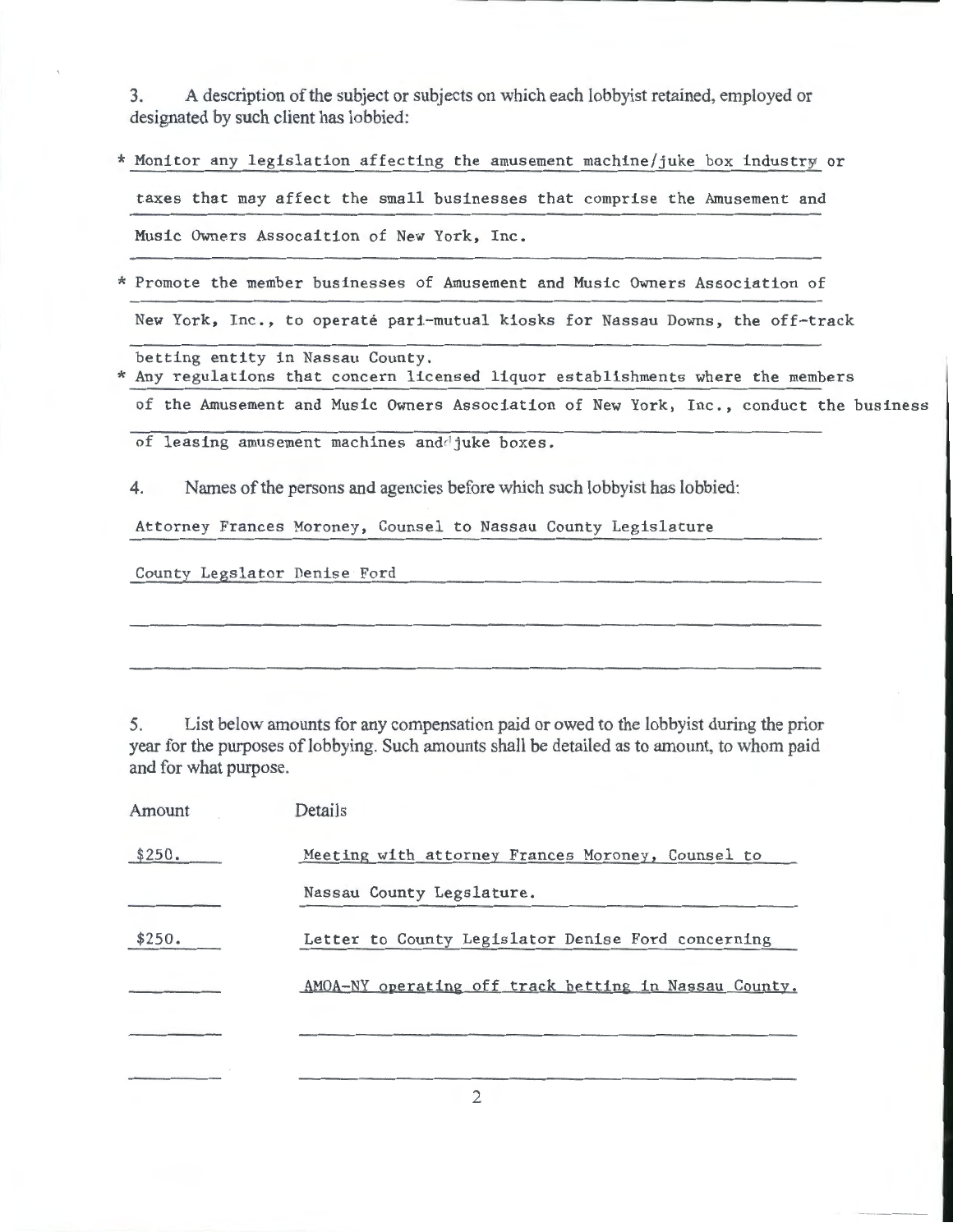3. A description of the subject or subjects on which each lobbyist retained, employed or designated by such client has lobbied:

* Monitor any legislation affecting the amusement machine/juke box industry or taxes that may affect the small businesses that comprise the Amusement and Music Owners Assocaition of New York, Inc.
* Promote the member businesses of Amusement and Music Owners Association of New York, Inc., to operate pari-mutual kiosks for Nassau Downs, the off-track betting entity in Nassau County.
* Any regulations that concern licensed liquor establishments where the members of the Amusement and Music Owners Association of New York, Inc., conduct the business of leasing amusement machines and juke boxes.

4. Names of the persons and agencies before which such lobbyist has lobbied:

Attorney Frances Moroney, Counsel to Nassau County Legislature

County Legslator Denise Ford

5. List below amounts for any compensation paid or owed to the lobbyist during the prior year for the purposes of lobbying. Such amounts shall be detailed as to amount, to whom paid and for what purpose.

| Amount | Details |
|---|---|
| $250. | Meeting with attorney Frances Moroney, Counsel to Nassau County Legslature. |
| $250. | Letter to County Legislator Denise Ford concerning AMOA-NY operating off track betting in Nassau County. |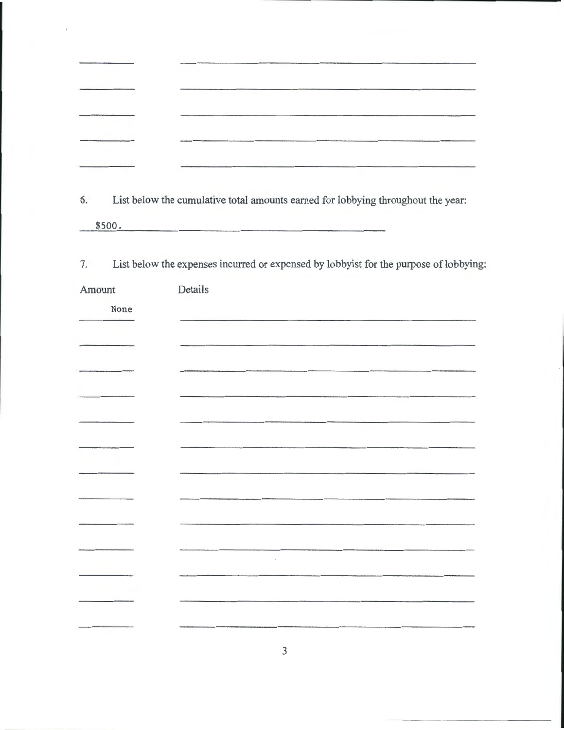6. List below the cumulative total amounts earned for lobbying throughout the year:

$500.

7. List below the expenses incurred or expensed by lobbyist for the purpose of lobbying:

| Amount | Details |
| --- | --- |
| None | |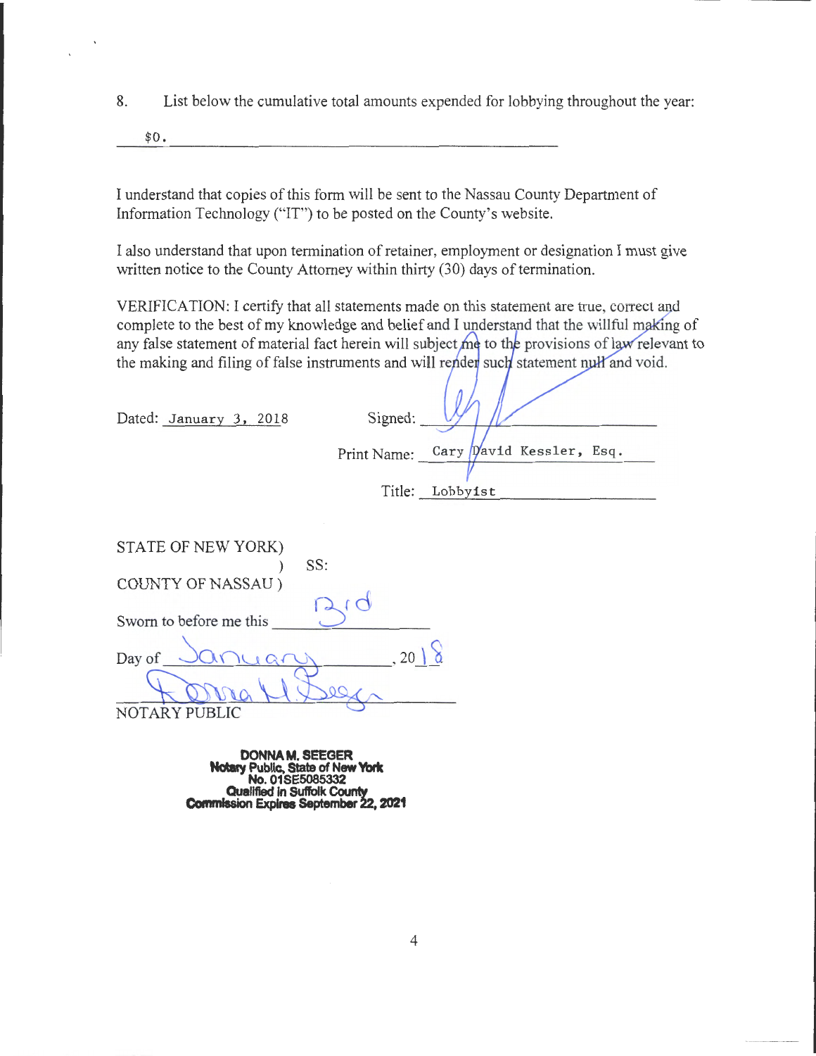8. List below the cumulative total amounts expended for lobbying throughout the year:

$0.

I understand that copies of this form will be sent to the Nassau County Department of Information Technology ("IT") to be posted on the County's website.

I also understand that upon termination of retainer, employment or designation I must give written notice to the County Attorney within thirty (30) days of termination.

VERIFICATION: I certify that all statements made on this statement are true, correct and complete to the best of my knowledge and belief and I understand that the willful making of any false statement of material fact herein will subject me to the provisions of law relevant to the making and filing of false instruments and will render such statement null and void.

Dated: January 3, 2018

Signed: ____________________

Print Name: Cary David Kessler, Esq.

Title: Lobbyist

STATE OF NEW YORK)
) SS:
COUNTY OF NASSAU )

Sworn to before me this 3rd

Day of January, 2018

NOTARY PUBLIC

**DONNA M. SEEGER**
**Notary Public, State of New York**
**No. 01SE5085332**
**Qualified in Suffolk County**
**Commission Expires September 22, 2021**